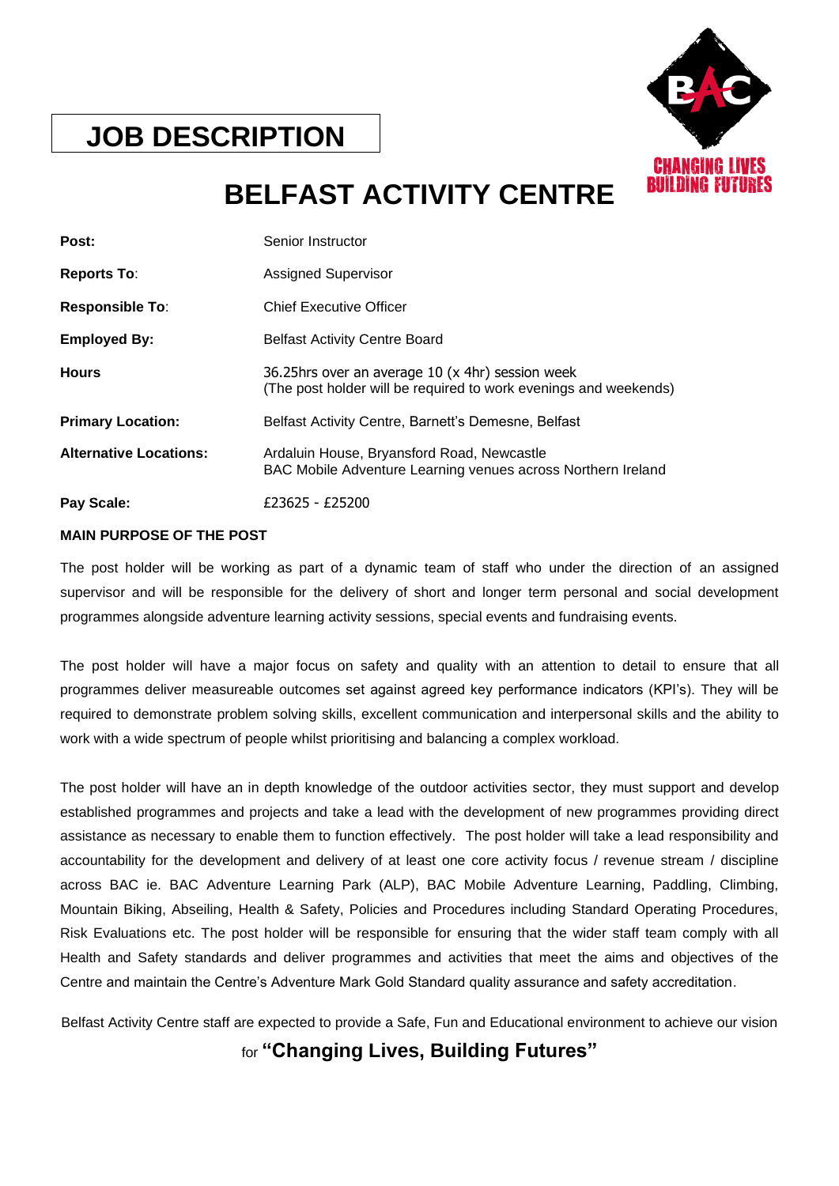# JOB DESCRIPTION

CHANGING LIVES
BUILDING FUTURES

# BELFAST ACTIVITY CENTRE

| | |
|---|---|
| **Post:** | Senior Instructor |
| **Reports To**: | Assigned Supervisor |
| **Responsible To**: | Chief Executive Officer |
| **Employed By:** | Belfast Activity Centre Board |
| **Hours** | 36.25hrs over an average 10 (x 4hr) session week<br>(The post holder will be required to work evenings and weekends) |
| **Primary Location:** | Belfast Activity Centre, Barnett's Demesne, Belfast |
| **Alternative Locations:** | Ardaluin House, Bryansford Road, Newcastle<br>BAC Mobile Adventure Learning venues across Northern Ireland |
| **Pay Scale:** | £23625 - £25200 |

**MAIN PURPOSE OF THE POST**

The post holder will be working as part of a dynamic team of staff who under the direction of an assigned supervisor and will be responsible for the delivery of short and longer term personal and social development programmes alongside adventure learning activity sessions, special events and fundraising events.

The post holder will have a major focus on safety and quality with an attention to detail to ensure that all programmes deliver measureable outcomes set against agreed key performance indicators (KPI's). They will be required to demonstrate problem solving skills, excellent communication and interpersonal skills and the ability to work with a wide spectrum of people whilst prioritising and balancing a complex workload.

The post holder will have an in depth knowledge of the outdoor activities sector, they must support and develop established programmes and projects and take a lead with the development of new programmes providing direct assistance as necessary to enable them to function effectively. The post holder will take a lead responsibility and accountability for the development and delivery of at least one core activity focus / revenue stream / discipline across BAC ie. BAC Adventure Learning Park (ALP), BAC Mobile Adventure Learning, Paddling, Climbing, Mountain Biking, Abseiling, Health & Safety, Policies and Procedures including Standard Operating Procedures, Risk Evaluations etc. The post holder will be responsible for ensuring that the wider staff team comply with all Health and Safety standards and deliver programmes and activities that meet the aims and objectives of the Centre and maintain the Centre's Adventure Mark Gold Standard quality assurance and safety accreditation.

Belfast Activity Centre staff are expected to provide a Safe, Fun and Educational environment to achieve our vision for **"Changing Lives, Building Futures"**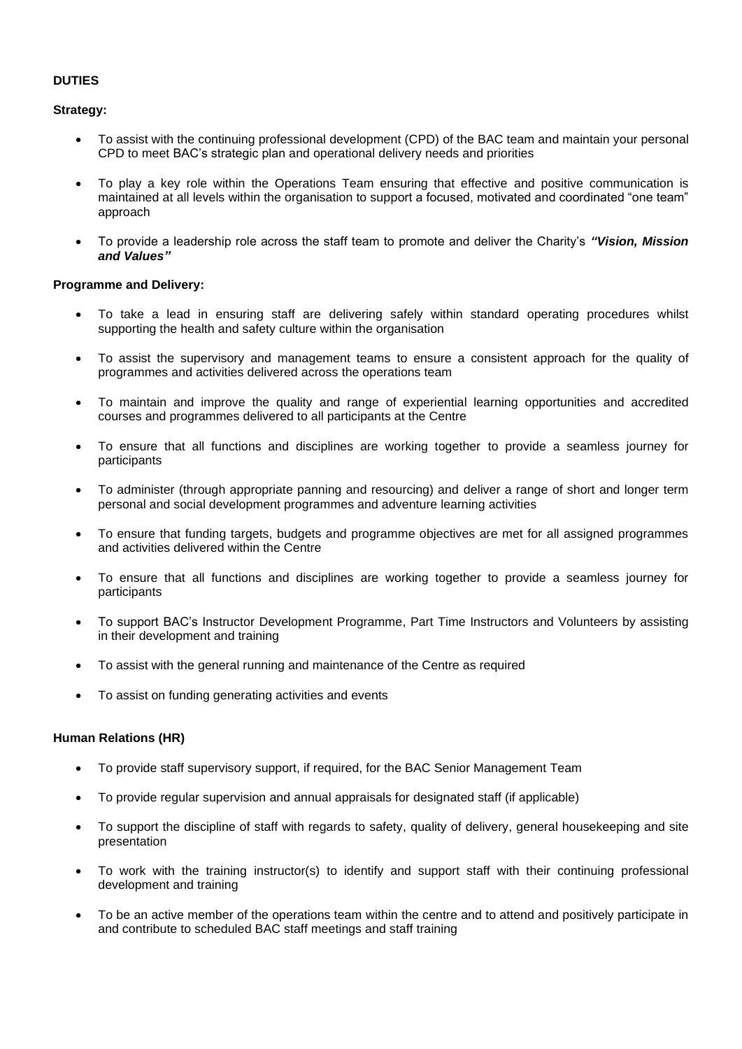**DUTIES**

**Strategy:**

- To assist with the continuing professional development (CPD) of the BAC team and maintain your personal CPD to meet BAC's strategic plan and operational delivery needs and priorities
- To play a key role within the Operations Team ensuring that effective and positive communication is maintained at all levels within the organisation to support a focused, motivated and coordinated "one team" approach
- To provide a leadership role across the staff team to promote and deliver the Charity's ***"Vision, Mission and Values"***

**Programme and Delivery:**

- To take a lead in ensuring staff are delivering safely within standard operating procedures whilst supporting the health and safety culture within the organisation
- To assist the supervisory and management teams to ensure a consistent approach for the quality of programmes and activities delivered across the operations team
- To maintain and improve the quality and range of experiential learning opportunities and accredited courses and programmes delivered to all participants at the Centre
- To ensure that all functions and disciplines are working together to provide a seamless journey for participants
- To administer (through appropriate panning and resourcing) and deliver a range of short and longer term personal and social development programmes and adventure learning activities
- To ensure that funding targets, budgets and programme objectives are met for all assigned programmes and activities delivered within the Centre
- To ensure that all functions and disciplines are working together to provide a seamless journey for participants
- To support BAC's Instructor Development Programme, Part Time Instructors and Volunteers by assisting in their development and training
- To assist with the general running and maintenance of the Centre as required
- To assist on funding generating activities and events

**Human Relations (HR)**

- To provide staff supervisory support, if required, for the BAC Senior Management Team
- To provide regular supervision and annual appraisals for designated staff (if applicable)
- To support the discipline of staff with regards to safety, quality of delivery, general housekeeping and site presentation
- To work with the training instructor(s) to identify and support staff with their continuing professional development and training
- To be an active member of the operations team within the centre and to attend and positively participate in and contribute to scheduled BAC staff meetings and staff training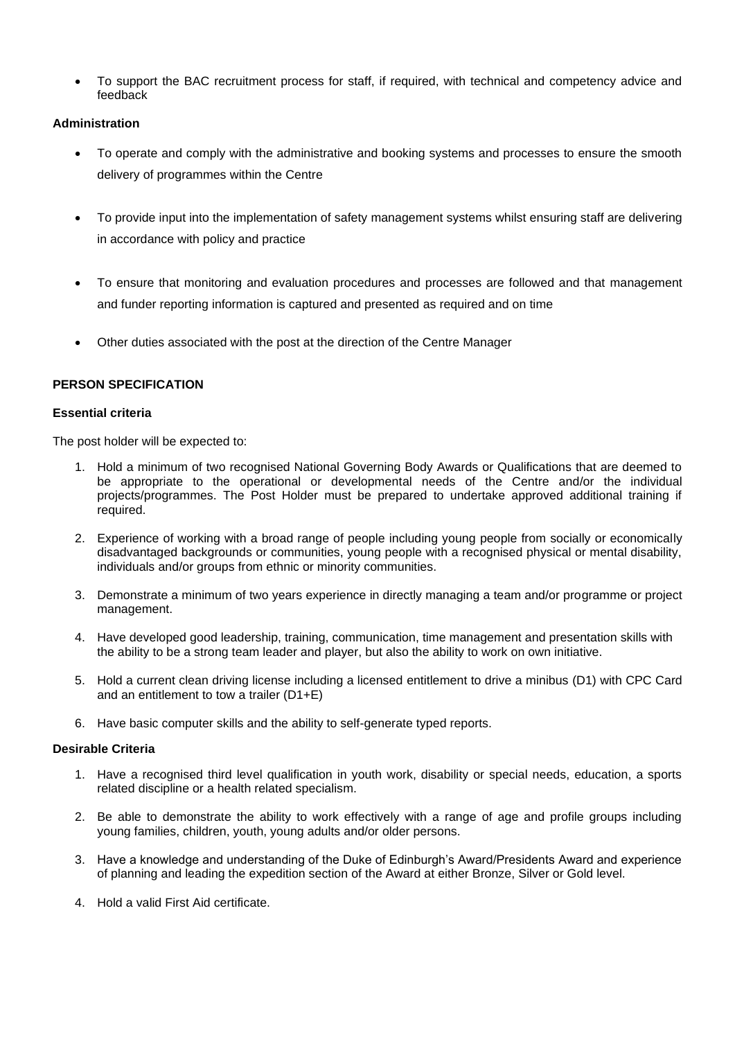- To support the BAC recruitment process for staff, if required, with technical and competency advice and feedback

**Administration**

- To operate and comply with the administrative and booking systems and processes to ensure the smooth delivery of programmes within the Centre
- To provide input into the implementation of safety management systems whilst ensuring staff are delivering in accordance with policy and practice
- To ensure that monitoring and evaluation procedures and processes are followed and that management and funder reporting information is captured and presented as required and on time
- Other duties associated with the post at the direction of the Centre Manager

## PERSON SPECIFICATION

**Essential criteria**

The post holder will be expected to:

1. Hold a minimum of two recognised National Governing Body Awards or Qualifications that are deemed to be appropriate to the operational or developmental needs of the Centre and/or the individual projects/programmes. The Post Holder must be prepared to undertake approved additional training if required.
2. Experience of working with a broad range of people including young people from socially or economically disadvantaged backgrounds or communities, young people with a recognised physical or mental disability, individuals and/or groups from ethnic or minority communities.
3. Demonstrate a minimum of two years experience in directly managing a team and/or programme or project management.
4. Have developed good leadership, training, communication, time management and presentation skills with the ability to be a strong team leader and player, but also the ability to work on own initiative.
5. Hold a current clean driving license including a licensed entitlement to drive a minibus (D1) with CPC Card and an entitlement to tow a trailer (D1+E)
6. Have basic computer skills and the ability to self-generate typed reports.

**Desirable Criteria**

1. Have a recognised third level qualification in youth work, disability or special needs, education, a sports related discipline or a health related specialism.
2. Be able to demonstrate the ability to work effectively with a range of age and profile groups including young families, children, youth, young adults and/or older persons.
3. Have a knowledge and understanding of the Duke of Edinburgh's Award/Presidents Award and experience of planning and leading the expedition section of the Award at either Bronze, Silver or Gold level.
4. Hold a valid First Aid certificate.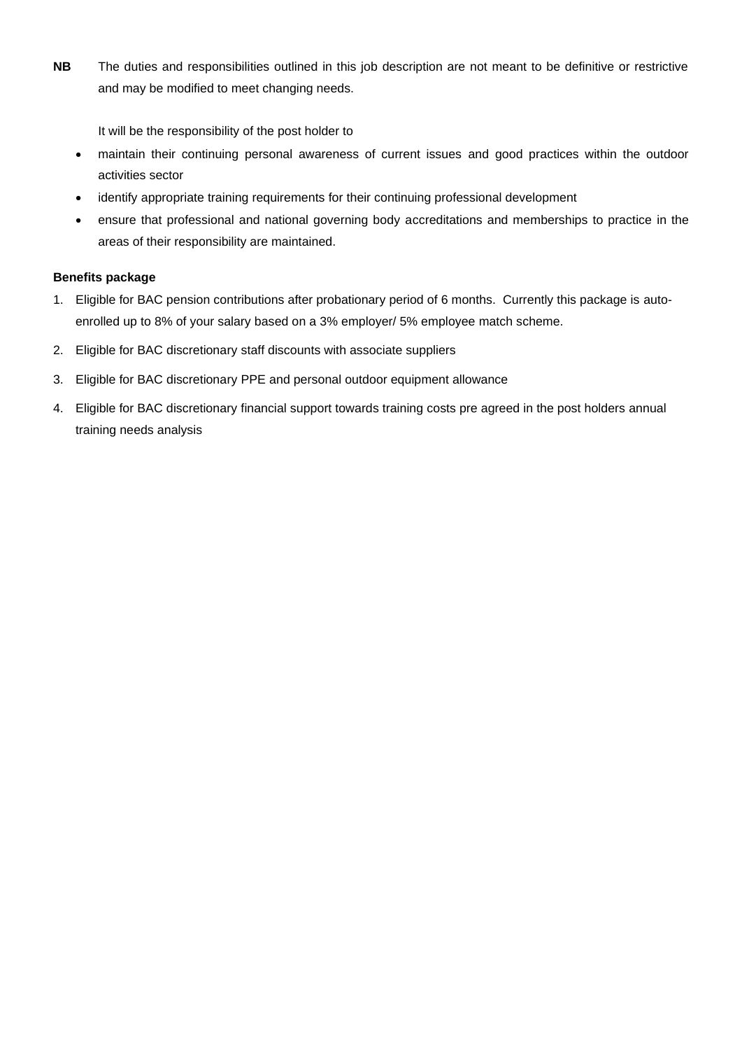**NB** The duties and responsibilities outlined in this job description are not meant to be definitive or restrictive and may be modified to meet changing needs.

It will be the responsibility of the post holder to

- maintain their continuing personal awareness of current issues and good practices within the outdoor activities sector
- identify appropriate training requirements for their continuing professional development
- ensure that professional and national governing body accreditations and memberships to practice in the areas of their responsibility are maintained.

**Benefits package**

1. Eligible for BAC pension contributions after probationary period of 6 months. Currently this package is auto-enrolled up to 8% of your salary based on a 3% employer/ 5% employee match scheme.
2. Eligible for BAC discretionary staff discounts with associate suppliers
3. Eligible for BAC discretionary PPE and personal outdoor equipment allowance
4. Eligible for BAC discretionary financial support towards training costs pre agreed in the post holders annual training needs analysis